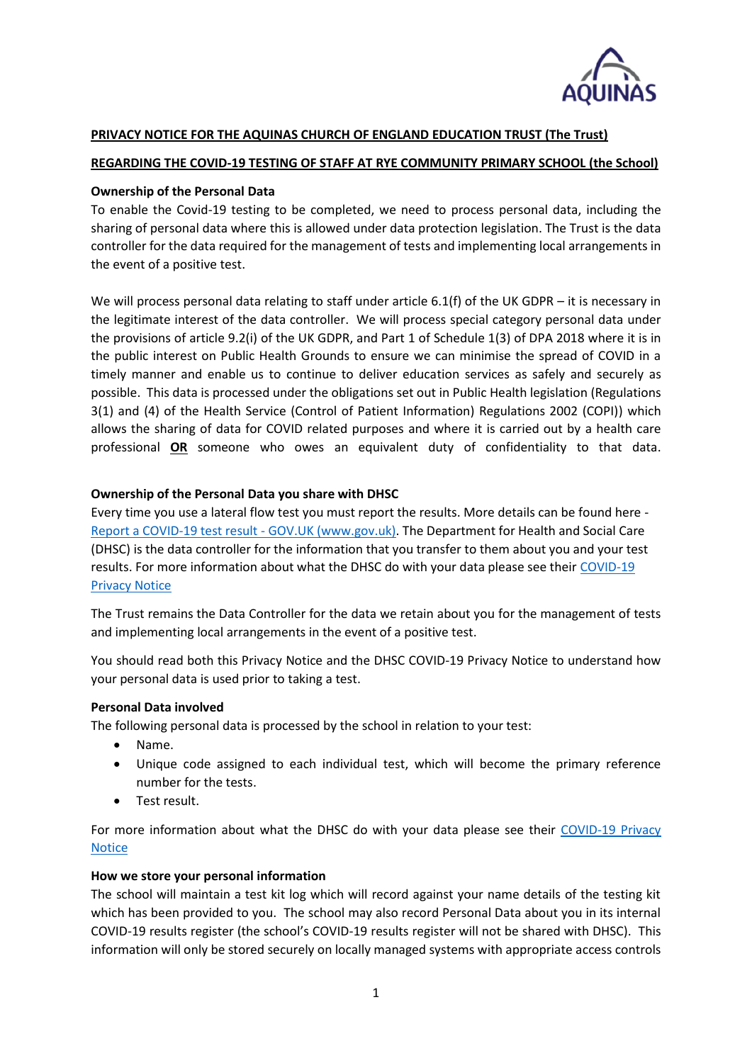**PRIVACY NOTICE FOR THE AQUINAS CHURCH OF ENGLAND EDUCATION TRUST (The Trust)**

**REGARDING THE COVID-19 TESTING OF STAFF AT RYE COMMUNITY PRIMARY SCHOOL (the School)**

**Ownership of the Personal Data**

To enable the Covid-19 testing to be completed, we need to process personal data, including the sharing of personal data where this is allowed under data protection legislation. The Trust is the data controller for the data required for the management of tests and implementing local arrangements in the event of a positive test.

We will process personal data relating to staff under article 6.1(f) of the UK GDPR – it is necessary in the legitimate interest of the data controller. We will process special category personal data under the provisions of article 9.2(i) of the UK GDPR, and Part 1 of Schedule 1(3) of DPA 2018 where it is in the public interest on Public Health Grounds to ensure we can minimise the spread of COVID in a timely manner and enable us to continue to deliver education services as safely and securely as possible. This data is processed under the obligations set out in Public Health legislation (Regulations 3(1) and (4) of the Health Service (Control of Patient Information) Regulations 2002 (COPI)) which allows the sharing of data for COVID related purposes and where it is carried out by a health care professional **OR** someone who owes an equivalent duty of confidentiality to that data.

**Ownership of the Personal Data you share with DHSC**

Every time you use a lateral flow test you must report the results. More details can be found here - Report a COVID-19 test result - GOV.UK (www.gov.uk). The Department for Health and Social Care (DHSC) is the data controller for the information that you transfer to them about you and your test results. For more information about what the DHSC do with your data please see their COVID-19 Privacy Notice

The Trust remains the Data Controller for the data we retain about you for the management of tests and implementing local arrangements in the event of a positive test.

You should read both this Privacy Notice and the DHSC COVID-19 Privacy Notice to understand how your personal data is used prior to taking a test.

**Personal Data involved**

The following personal data is processed by the school in relation to your test:

- Name.
- Unique code assigned to each individual test, which will become the primary reference number for the tests.
- Test result.

For more information about what the DHSC do with your data please see their COVID-19 Privacy Notice

**How we store your personal information**

The school will maintain a test kit log which will record against your name details of the testing kit which has been provided to you. The school may also record Personal Data about you in its internal COVID-19 results register (the school's COVID-19 results register will not be shared with DHSC). This information will only be stored securely on locally managed systems with appropriate access controls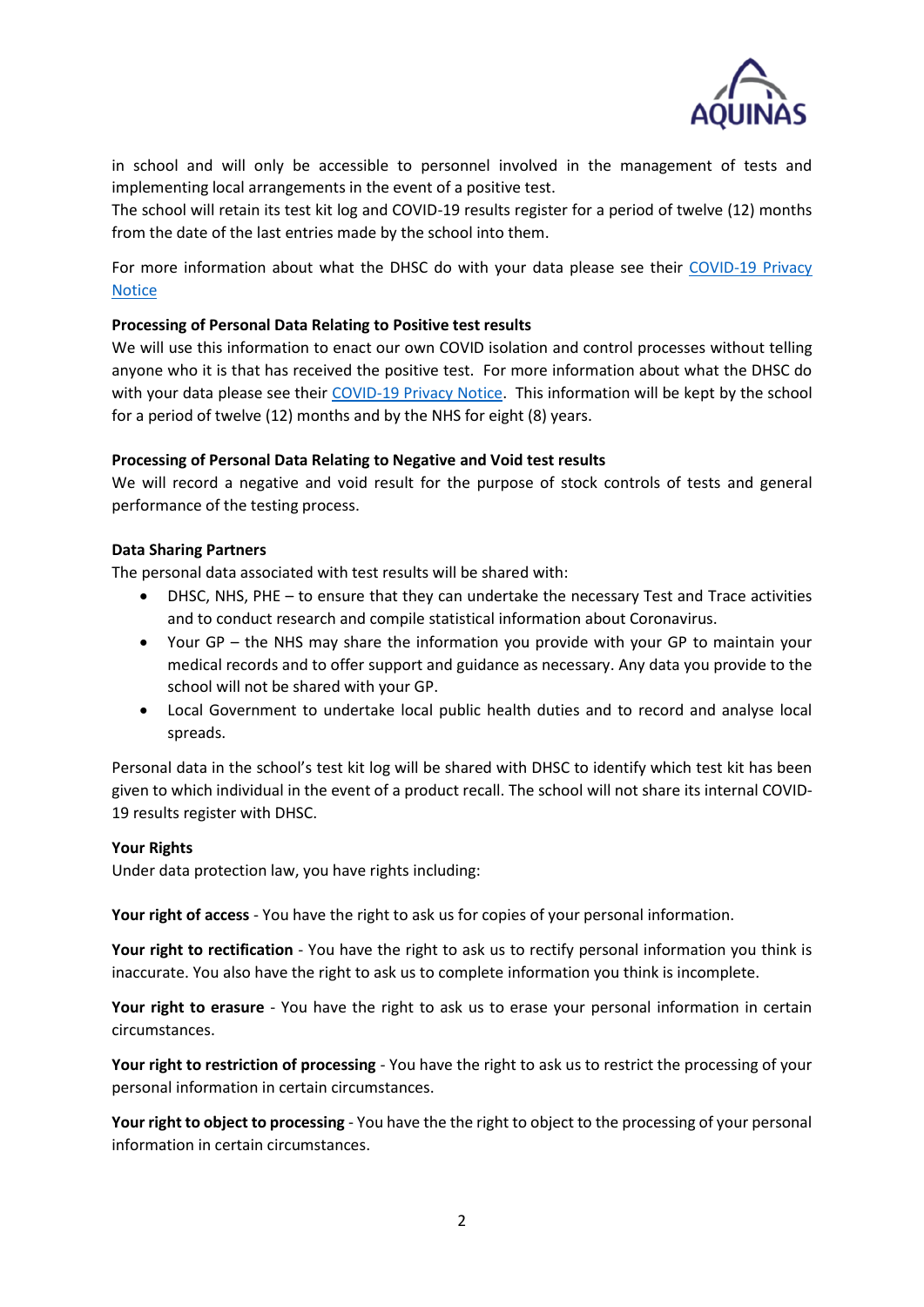in school and will only be accessible to personnel involved in the management of tests and implementing local arrangements in the event of a positive test.
The school will retain its test kit log and COVID-19 results register for a period of twelve (12) months from the date of the last entries made by the school into them.

For more information about what the DHSC do with your data please see their [COVID-19 Privacy Notice](#)

**Processing of Personal Data Relating to Positive test results**
We will use this information to enact our own COVID isolation and control processes without telling anyone who it is that has received the positive test. For more information about what the DHSC do with your data please see their [COVID-19 Privacy Notice](#). This information will be kept by the school for a period of twelve (12) months and by the NHS for eight (8) years.

**Processing of Personal Data Relating to Negative and Void test results**
We will record a negative and void result for the purpose of stock controls of tests and general performance of the testing process.

**Data Sharing Partners**
The personal data associated with test results will be shared with:

- DHSC, NHS, PHE – to ensure that they can undertake the necessary Test and Trace activities and to conduct research and compile statistical information about Coronavirus.
- Your GP – the NHS may share the information you provide with your GP to maintain your medical records and to offer support and guidance as necessary. Any data you provide to the school will not be shared with your GP.
- Local Government to undertake local public health duties and to record and analyse local spreads.

Personal data in the school's test kit log will be shared with DHSC to identify which test kit has been given to which individual in the event of a product recall. The school will not share its internal COVID-19 results register with DHSC.

**Your Rights**
Under data protection law, you have rights including:

**Your right of access** - You have the right to ask us for copies of your personal information.

**Your right to rectification** - You have the right to ask us to rectify personal information you think is inaccurate. You also have the right to ask us to complete information you think is incomplete.

**Your right to erasure** - You have the right to ask us to erase your personal information in certain circumstances.

**Your right to restriction of processing** - You have the right to ask us to restrict the processing of your personal information in certain circumstances.

**Your right to object to processing** - You have the the right to object to the processing of your personal information in certain circumstances.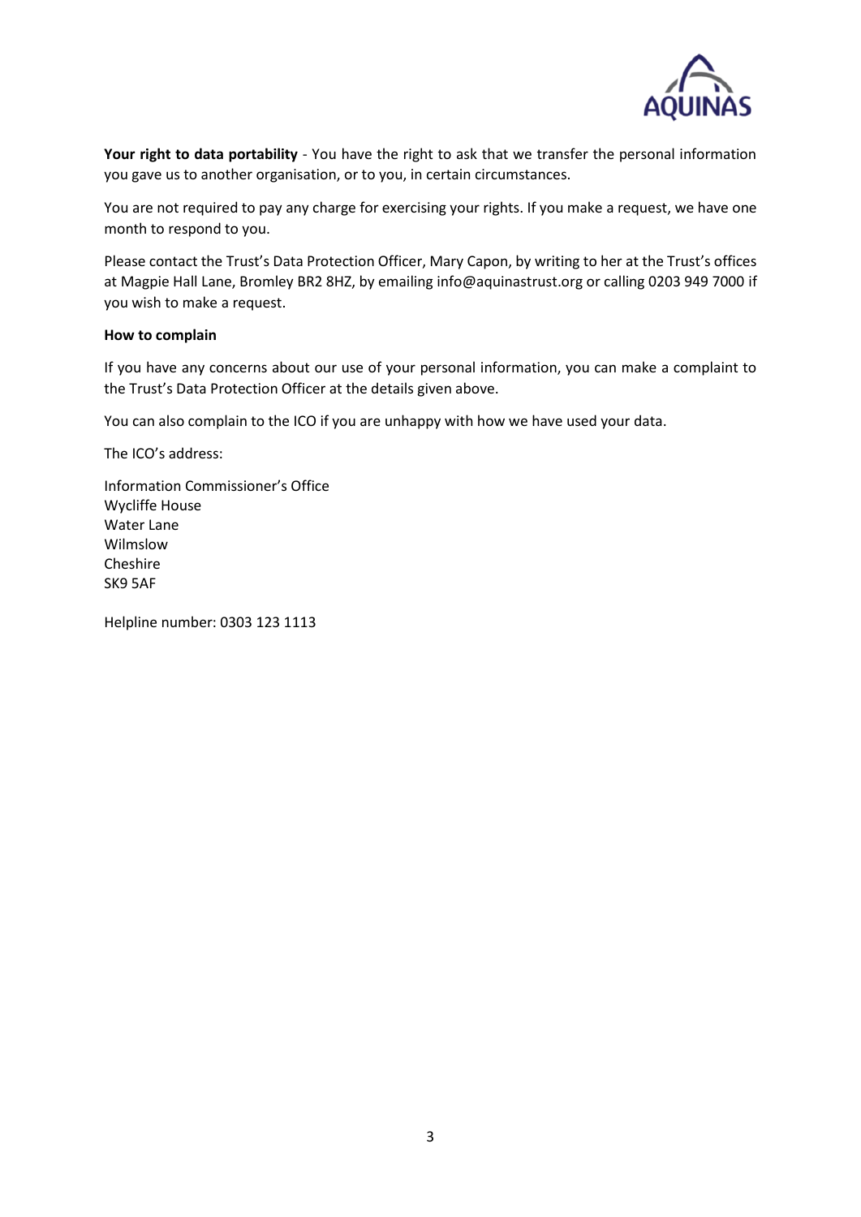**Your right to data portability** - You have the right to ask that we transfer the personal information you gave us to another organisation, or to you, in certain circumstances.

You are not required to pay any charge for exercising your rights. If you make a request, we have one month to respond to you.

Please contact the Trust's Data Protection Officer, Mary Capon, by writing to her at the Trust's offices at Magpie Hall Lane, Bromley BR2 8HZ, by emailing info@aquinastrust.org or calling 0203 949 7000 if you wish to make a request.

**How to complain**

If you have any concerns about our use of your personal information, you can make a complaint to the Trust's Data Protection Officer at the details given above.

You can also complain to the ICO if you are unhappy with how we have used your data.

The ICO's address:

Information Commissioner's Office
Wycliffe House
Water Lane
Wilmslow
Cheshire
SK9 5AF

Helpline number: 0303 123 1113